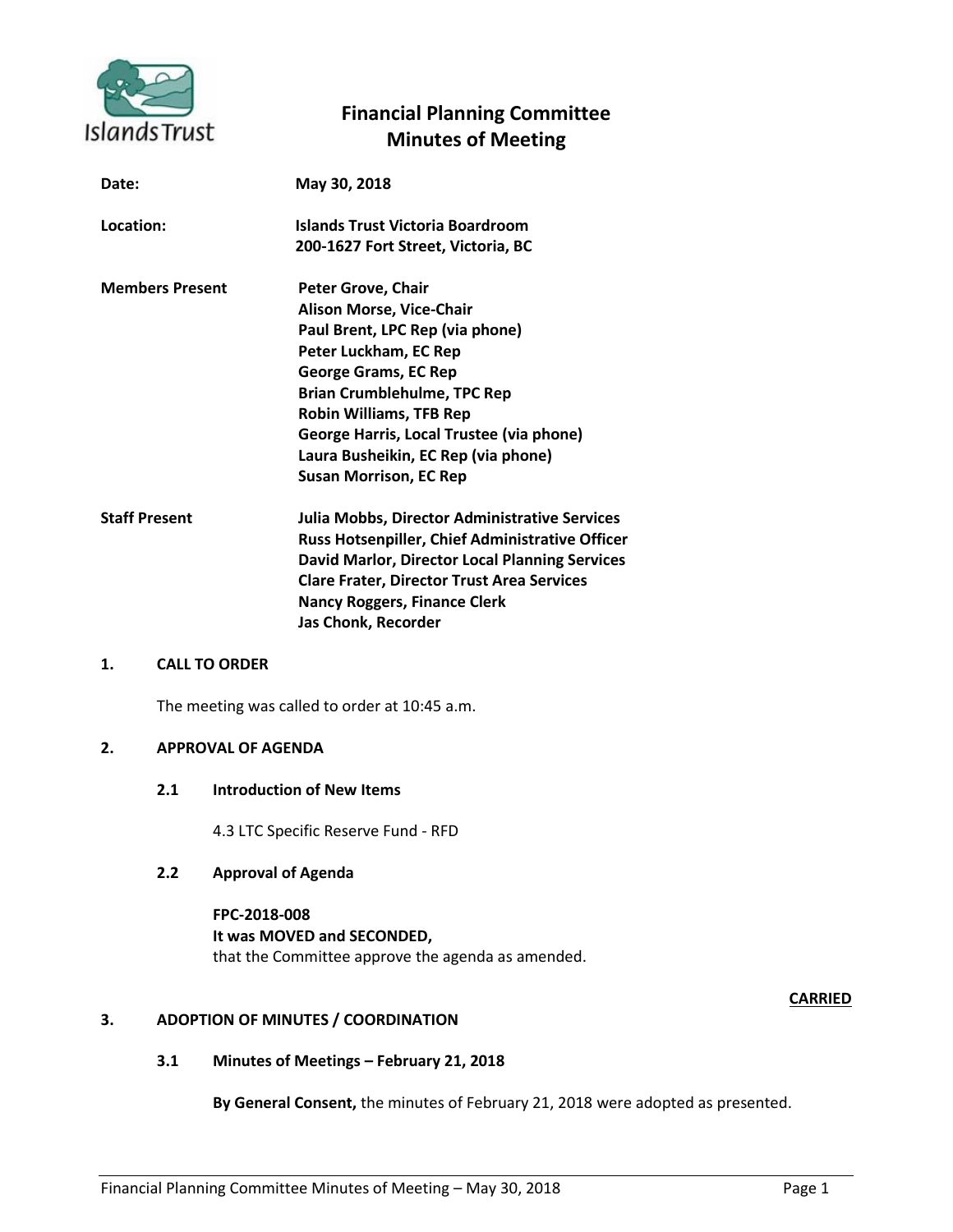# Financial Planning Committee
# Minutes of Meeting

**Date:** May 30, 2018

**Location:** Islands Trust Victoria Boardroom
200-1627 Fort Street, Victoria, BC

**Members Present**
Peter Grove, Chair
Alison Morse, Vice-Chair
Paul Brent, LPC Rep (via phone)
Peter Luckham, EC Rep
George Grams, EC Rep
Brian Crumblehulme, TPC Rep
Robin Williams, TFB Rep
George Harris, Local Trustee (via phone)
Laura Busheikin, EC Rep (via phone)
Susan Morrison, EC Rep

**Staff Present**
Julia Mobbs, Director Administrative Services
Russ Hotsenpiller, Chief Administrative Officer
David Marlor, Director Local Planning Services
Clare Frater, Director Trust Area Services
Nancy Roggers, Finance Clerk
Jas Chonk, Recorder

## 1. CALL TO ORDER

The meeting was called to order at 10:45 a.m.

## 2. APPROVAL OF AGENDA

### 2.1 Introduction of New Items

4.3 LTC Specific Reserve Fund - RFD

### 2.2 Approval of Agenda

**FPC-2018-008**
**It was MOVED and SECONDED,**
that the Committee approve the agenda as amended.

**CARRIED**

## 3. ADOPTION OF MINUTES / COORDINATION

### 3.1 Minutes of Meetings – February 21, 2018

**By General Consent,** the minutes of February 21, 2018 were adopted as presented.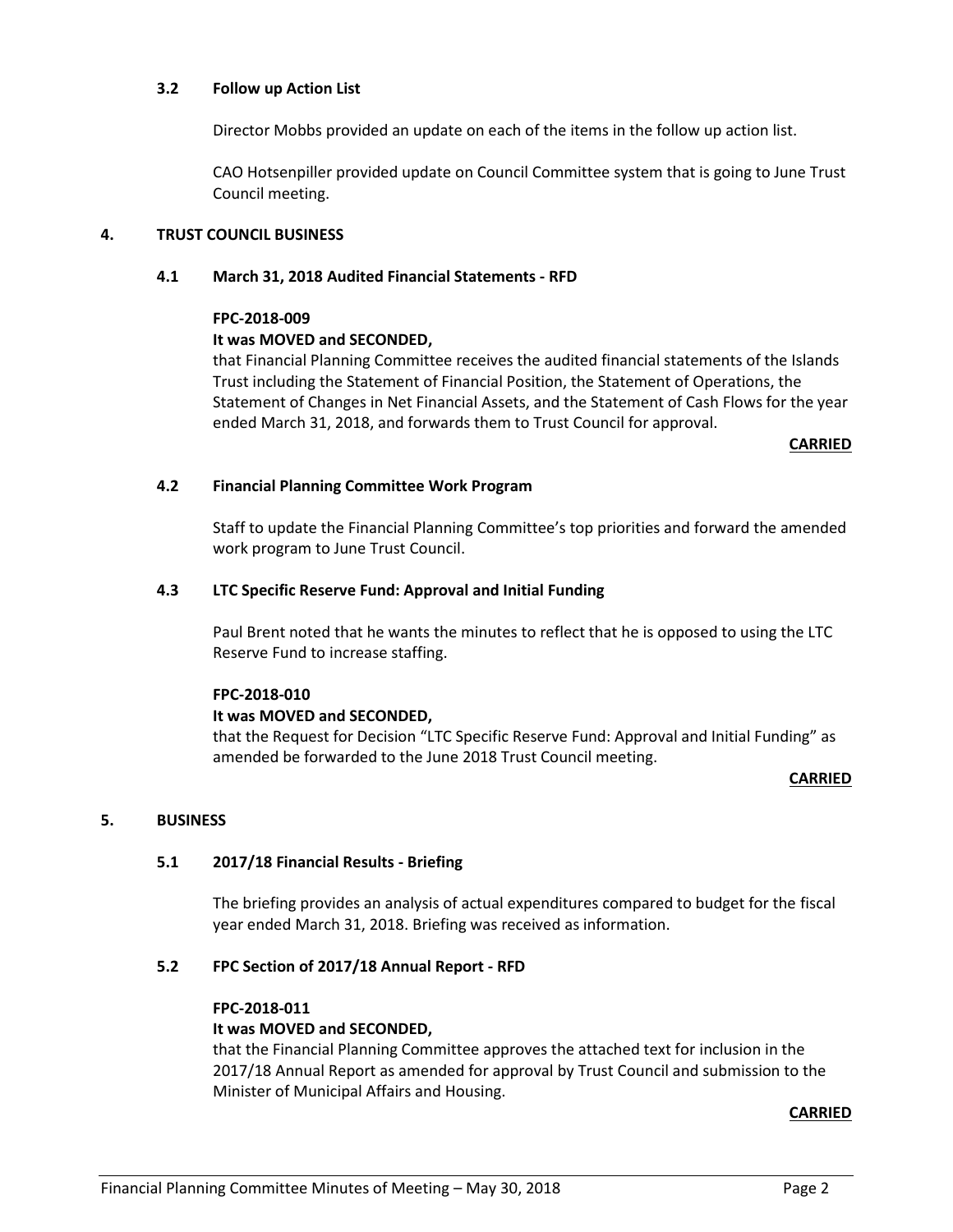### 3.2 Follow up Action List

Director Mobbs provided an update on each of the items in the follow up action list.

CAO Hotsenpiller provided update on Council Committee system that is going to June Trust Council meeting.

## 4. TRUST COUNCIL BUSINESS

### 4.1 March 31, 2018 Audited Financial Statements - RFD

**FPC-2018-009**

**It was MOVED and SECONDED,**

that Financial Planning Committee receives the audited financial statements of the Islands Trust including the Statement of Financial Position, the Statement of Operations, the Statement of Changes in Net Financial Assets, and the Statement of Cash Flows for the year ended March 31, 2018, and forwards them to Trust Council for approval.

**CARRIED**

### 4.2 Financial Planning Committee Work Program

Staff to update the Financial Planning Committee's top priorities and forward the amended work program to June Trust Council.

### 4.3 LTC Specific Reserve Fund: Approval and Initial Funding

Paul Brent noted that he wants the minutes to reflect that he is opposed to using the LTC Reserve Fund to increase staffing.

**FPC-2018-010**

**It was MOVED and SECONDED,**

that the Request for Decision "LTC Specific Reserve Fund: Approval and Initial Funding" as amended be forwarded to the June 2018 Trust Council meeting.

**CARRIED**

## 5. BUSINESS

### 5.1 2017/18 Financial Results - Briefing

The briefing provides an analysis of actual expenditures compared to budget for the fiscal year ended March 31, 2018. Briefing was received as information.

### 5.2 FPC Section of 2017/18 Annual Report - RFD

**FPC-2018-011**

**It was MOVED and SECONDED,**

that the Financial Planning Committee approves the attached text for inclusion in the 2017/18 Annual Report as amended for approval by Trust Council and submission to the Minister of Municipal Affairs and Housing.

**CARRIED**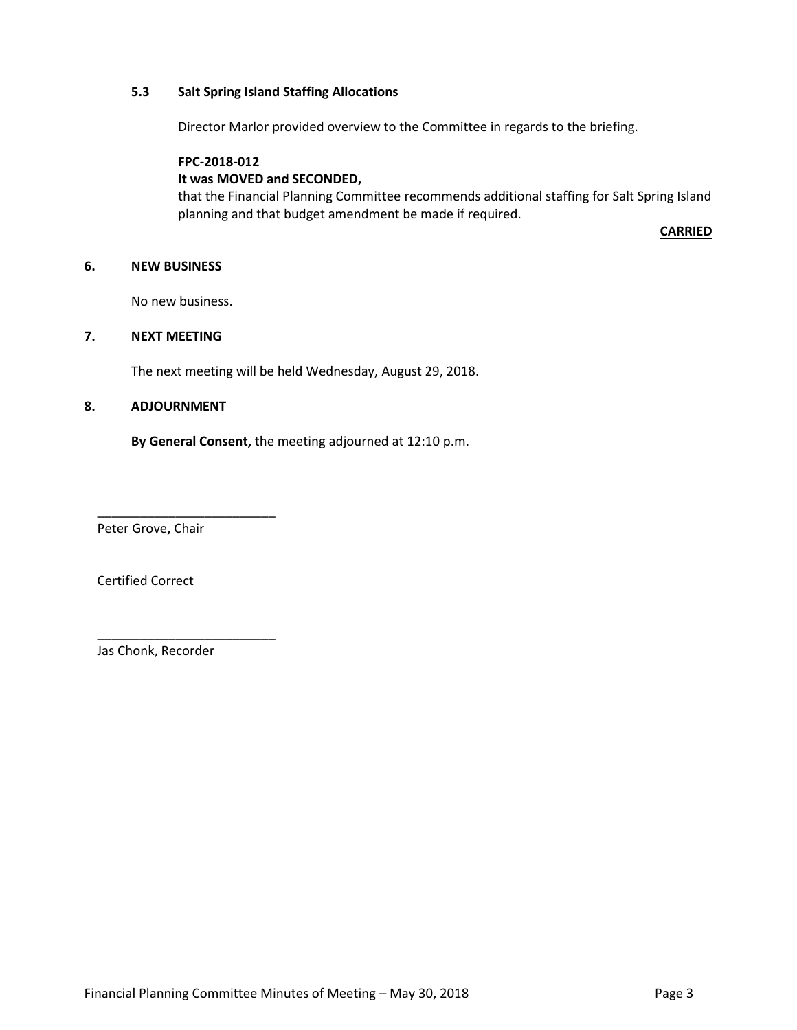### 5.3 Salt Spring Island Staffing Allocations

Director Marlor provided overview to the Committee in regards to the briefing.

**FPC-2018-012**
**It was MOVED and SECONDED,**
that the Financial Planning Committee recommends additional staffing for Salt Spring Island planning and that budget amendment be made if required.

**CARRIED**

## 6. NEW BUSINESS

No new business.

## 7. NEXT MEETING

The next meeting will be held Wednesday, August 29, 2018.

## 8. ADJOURNMENT

**By General Consent,** the meeting adjourned at 12:10 p.m.

_________________________
Peter Grove, Chair

Certified Correct

_________________________
Jas Chonk, Recorder